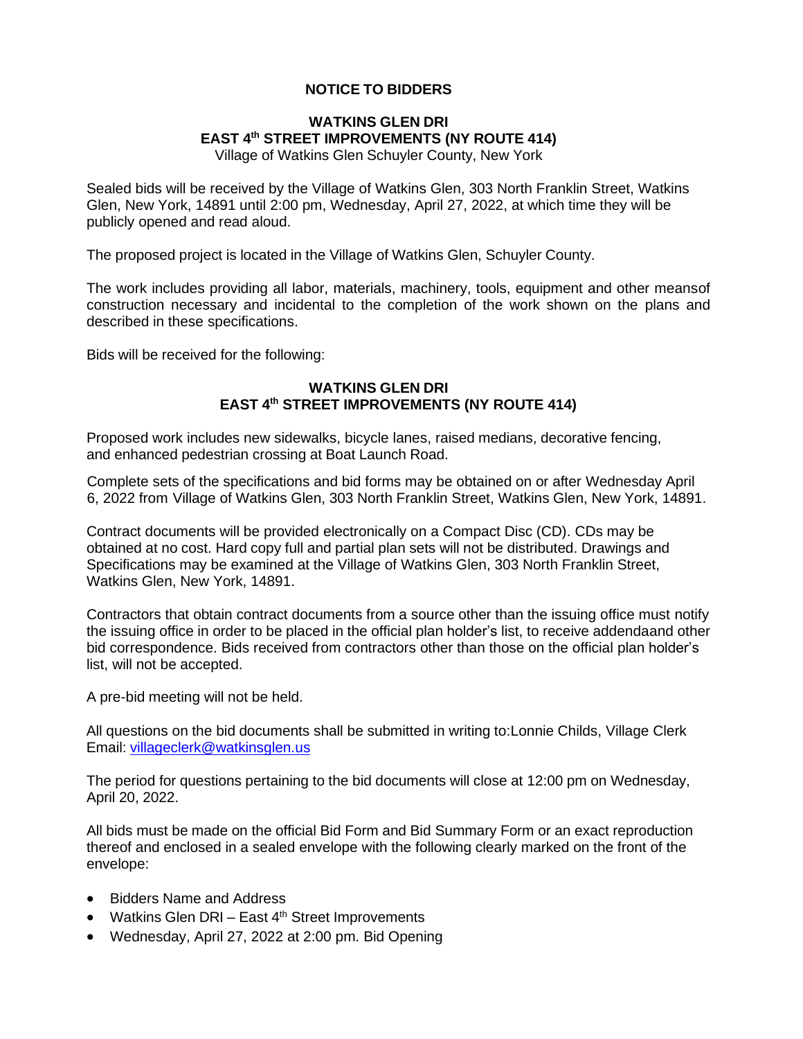**NOTICE TO BIDDERS**

**WATKINS GLEN DRI**
**EAST 4th STREET IMPROVEMENTS (NY ROUTE 414)**
Village of Watkins Glen Schuyler County, New York

Sealed bids will be received by the Village of Watkins Glen, 303 North Franklin Street, Watkins Glen, New York, 14891 until 2:00 pm, Wednesday, April 27, 2022, at which time they will be publicly opened and read aloud.

The proposed project is located in the Village of Watkins Glen, Schuyler County.

The work includes providing all labor, materials, machinery, tools, equipment and other meansof construction necessary and incidental to the completion of the work shown on the plans and described in these specifications.

Bids will be received for the following:

**WATKINS GLEN DRI**
**EAST 4th STREET IMPROVEMENTS (NY ROUTE 414)**

Proposed work includes new sidewalks, bicycle lanes, raised medians, decorative fencing, and enhanced pedestrian crossing at Boat Launch Road.

Complete sets of the specifications and bid forms may be obtained on or after Wednesday April 6, 2022 from Village of Watkins Glen, 303 North Franklin Street, Watkins Glen, New York, 14891.

Contract documents will be provided electronically on a Compact Disc (CD). CDs may be obtained at no cost. Hard copy full and partial plan sets will not be distributed. Drawings and Specifications may be examined at the Village of Watkins Glen, 303 North Franklin Street, Watkins Glen, New York, 14891.

Contractors that obtain contract documents from a source other than the issuing office must notify the issuing office in order to be placed in the official plan holder's list, to receive addendaand other bid correspondence. Bids received from contractors other than those on the official plan holder's list, will not be accepted.

A pre-bid meeting will not be held.

All questions on the bid documents shall be submitted in writing to:Lonnie Childs, Village Clerk
Email: villageclerk@watkinsglen.us

The period for questions pertaining to the bid documents will close at 12:00 pm on Wednesday, April 20, 2022.

All bids must be made on the official Bid Form and Bid Summary Form or an exact reproduction thereof and enclosed in a sealed envelope with the following clearly marked on the front of the envelope:

- Bidders Name and Address
- Watkins Glen DRI – East 4th Street Improvements
- Wednesday, April 27, 2022 at 2:00 pm. Bid Opening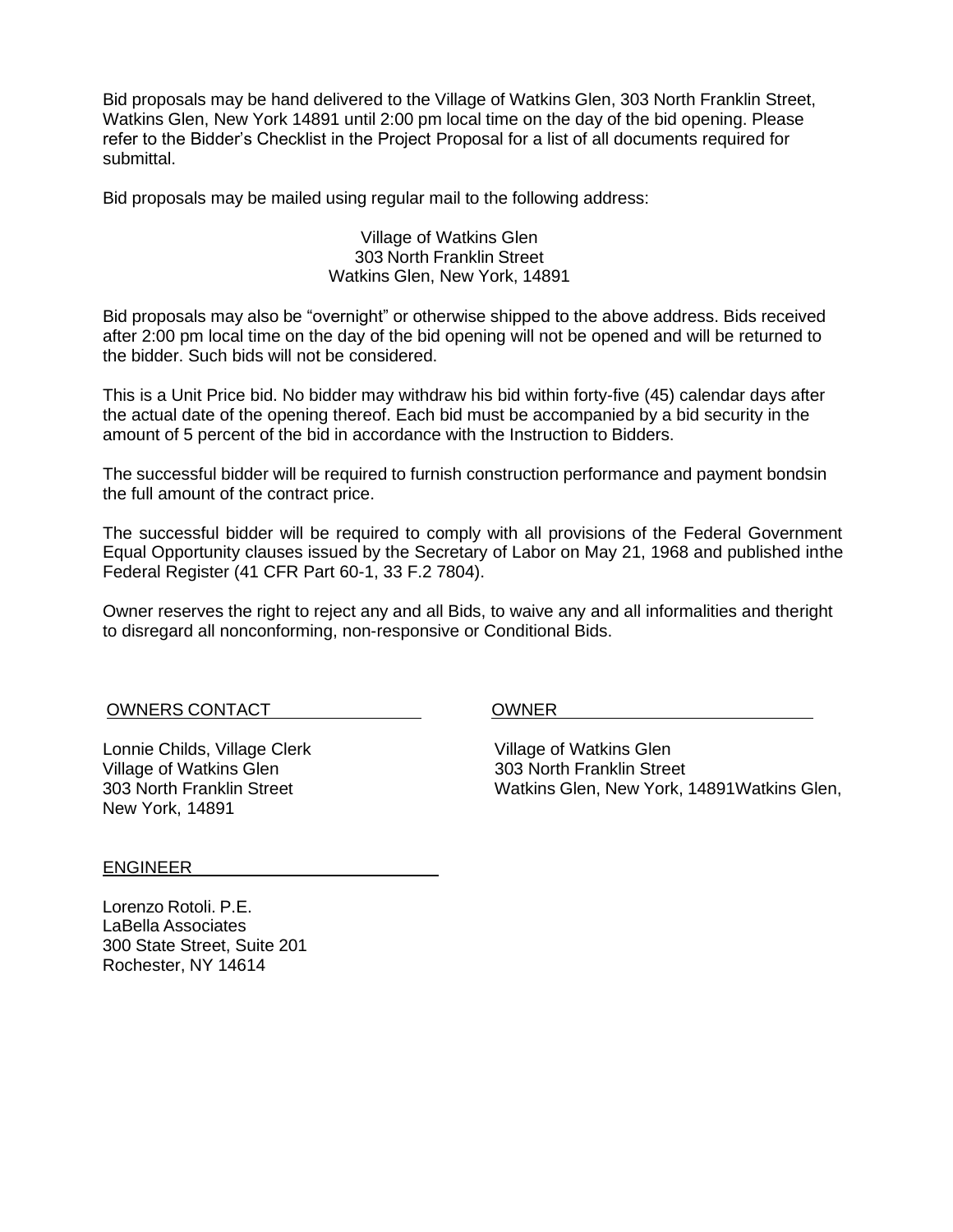Bid proposals may be hand delivered to the Village of Watkins Glen, 303 North Franklin Street, Watkins Glen, New York 14891 until 2:00 pm local time on the day of the bid opening. Please refer to the Bidder's Checklist in the Project Proposal for a list of all documents required for submittal.

Bid proposals may be mailed using regular mail to the following address:

Village of Watkins Glen
303 North Franklin Street
Watkins Glen, New York, 14891

Bid proposals may also be "overnight" or otherwise shipped to the above address. Bids received after 2:00 pm local time on the day of the bid opening will not be opened and will be returned to the bidder. Such bids will not be considered.

This is a Unit Price bid. No bidder may withdraw his bid within forty-five (45) calendar days after the actual date of the opening thereof. Each bid must be accompanied by a bid security in the amount of 5 percent of the bid in accordance with the Instruction to Bidders.

The successful bidder will be required to furnish construction performance and payment bondsin the full amount of the contract price.

The successful bidder will be required to comply with all provisions of the Federal Government Equal Opportunity clauses issued by the Secretary of Labor on May 21, 1968 and published inthe Federal Register (41 CFR Part 60-1, 33 F.2 7804).

Owner reserves the right to reject any and all Bids, to waive any and all informalities and theright to disregard all nonconforming, non-responsive or Conditional Bids.

OWNERS CONTACT

Lonnie Childs, Village Clerk
Village of Watkins Glen
303 North Franklin Street
New York, 14891

OWNER

Village of Watkins Glen
303 North Franklin Street
Watkins Glen, New York, 14891Watkins Glen,

ENGINEER

Lorenzo Rotoli. P.E.
LaBella Associates
300 State Street, Suite 201
Rochester, NY 14614